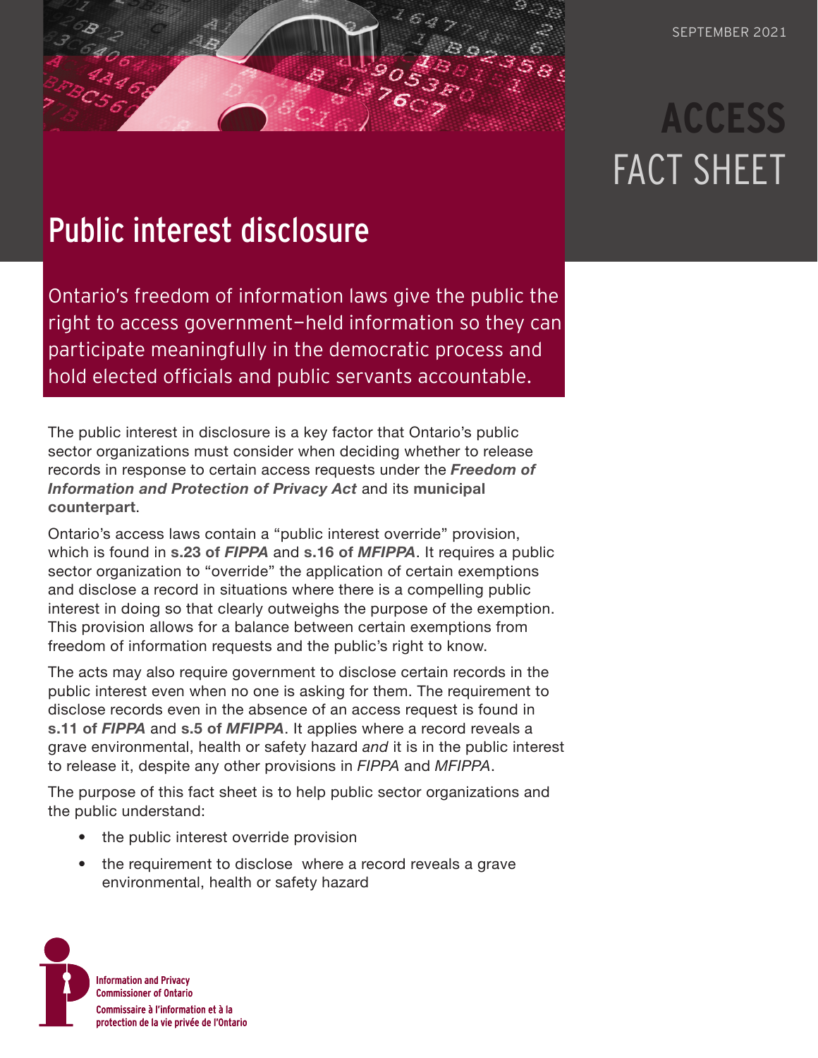SEPTEMBER 2021

# ACCESS FACT SHEET

## Public interest disclosure

Ontario's freedom of information laws give the public the right to access government–held information so they can participate meaningfully in the democratic process and hold elected officials and public servants accountable.

The public interest in disclosure is a key factor that Ontario's public sector organizations must consider when deciding whether to release records in response to certain access requests under the ***Freedom of Information and Protection of Privacy Act*** and its **municipal counterpart**.

Ontario's access laws contain a "public interest override" provision, which is found in **s.23 of *FIPPA*** and **s.16 of *MFIPPA***. It requires a public sector organization to "override" the application of certain exemptions and disclose a record in situations where there is a compelling public interest in doing so that clearly outweighs the purpose of the exemption. This provision allows for a balance between certain exemptions from freedom of information requests and the public's right to know.

The acts may also require government to disclose certain records in the public interest even when no one is asking for them. The requirement to disclose records even in the absence of an access request is found in **s.11 of *FIPPA*** and **s.5 of *MFIPPA***. It applies where a record reveals a grave environmental, health or safety hazard *and* it is in the public interest to release it, despite any other provisions in *FIPPA* and *MFIPPA*.

The purpose of this fact sheet is to help public sector organizations and the public understand:

- the public interest override provision
- the requirement to disclose where a record reveals a grave environmental, health or safety hazard

Information and Privacy Commissioner of Ontario
Commissaire à l'information et à la protection de la vie privée de l'Ontario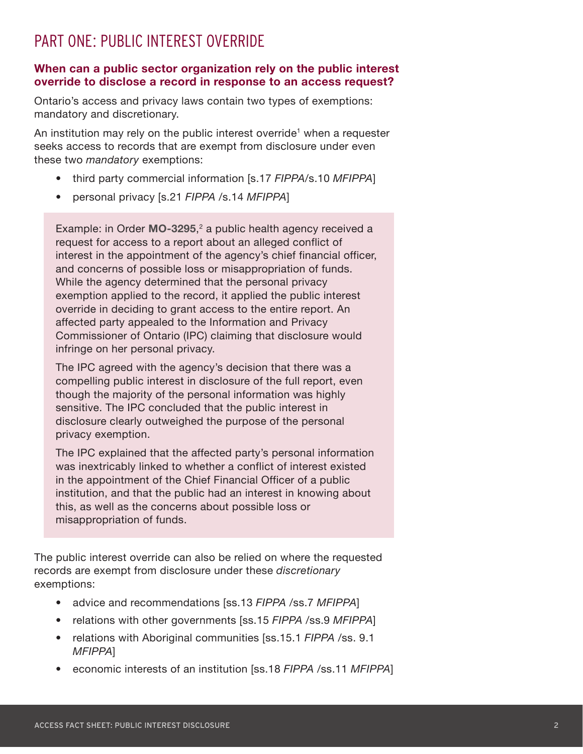# PART ONE: PUBLIC INTEREST OVERRIDE

### When can a public sector organization rely on the public interest override to disclose a record in response to an access request?

Ontario's access and privacy laws contain two types of exemptions: mandatory and discretionary.

An institution may rely on the public interest override[1] when a requester seeks access to records that are exempt from disclosure under even these two *mandatory* exemptions:

- third party commercial information [s.17 *FIPPA*/s.10 *MFIPPA*]
- personal privacy [s.21 *FIPPA* /s.14 *MFIPPA*]

> Example: in Order **MO-3295**,[2] a public health agency received a request for access to a report about an alleged conflict of interest in the appointment of the agency's chief financial officer, and concerns of possible loss or misappropriation of funds. While the agency determined that the personal privacy exemption applied to the record, it applied the public interest override in deciding to grant access to the entire report. An affected party appealed to the Information and Privacy Commissioner of Ontario (IPC) claiming that disclosure would infringe on her personal privacy.
>
> The IPC agreed with the agency's decision that there was a compelling public interest in disclosure of the full report, even though the majority of the personal information was highly sensitive. The IPC concluded that the public interest in disclosure clearly outweighed the purpose of the personal privacy exemption.
>
> The IPC explained that the affected party's personal information was inextricably linked to whether a conflict of interest existed in the appointment of the Chief Financial Officer of a public institution, and that the public had an interest in knowing about this, as well as the concerns about possible loss or misappropriation of funds.

The public interest override can also be relied on where the requested records are exempt from disclosure under these *discretionary* exemptions:

- advice and recommendations [ss.13 *FIPPA* /ss.7 *MFIPPA*]
- relations with other governments [ss.15 *FIPPA* /ss.9 *MFIPPA*]
- relations with Aboriginal communities [ss.15.1 *FIPPA* /ss. 9.1 *MFIPPA*]
- economic interests of an institution [ss.18 *FIPPA* /ss.11 *MFIPPA*]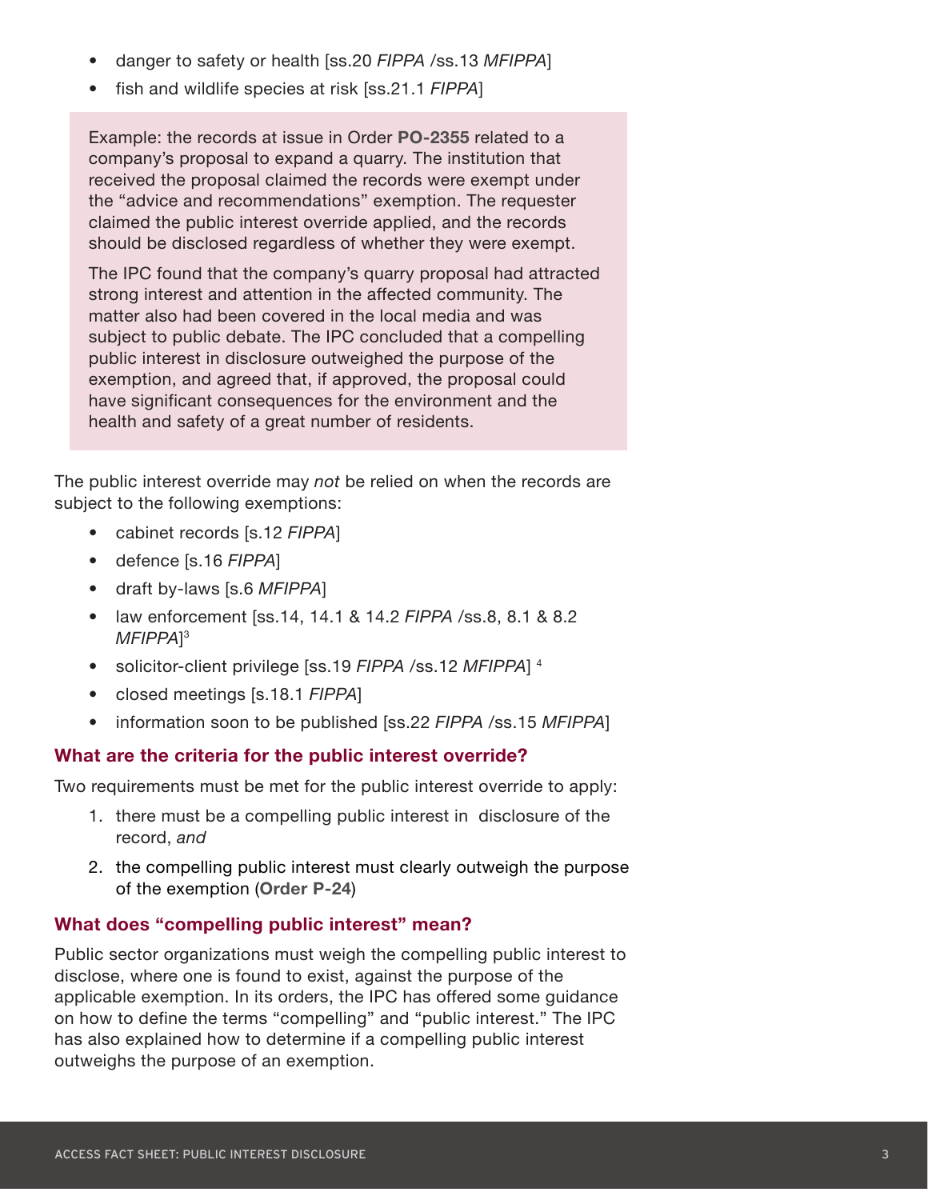- danger to safety or health [ss.20 *FIPPA* /ss.13 *MFIPPA*]
- fish and wildlife species at risk [ss.21.1 *FIPPA*]

> Example: the records at issue in Order **PO-2355** related to a company's proposal to expand a quarry. The institution that received the proposal claimed the records were exempt under the "advice and recommendations" exemption. The requester claimed the public interest override applied, and the records should be disclosed regardless of whether they were exempt.
>
> The IPC found that the company's quarry proposal had attracted strong interest and attention in the affected community. The matter also had been covered in the local media and was subject to public debate. The IPC concluded that a compelling public interest in disclosure outweighed the purpose of the exemption, and agreed that, if approved, the proposal could have significant consequences for the environment and the health and safety of a great number of residents.

The public interest override may *not* be relied on when the records are subject to the following exemptions:

- cabinet records [s.12 *FIPPA*]
- defence [s.16 *FIPPA*]
- draft by-laws [s.6 *MFIPPA*]
- law enforcement [ss.14, 14.1 & 14.2 *FIPPA* /ss.8, 8.1 & 8.2 *MFIPPA*][3]
- solicitor-client privilege [ss.19 *FIPPA* /ss.12 *MFIPPA*] [4]
- closed meetings [s.18.1 *FIPPA*]
- information soon to be published [ss.22 *FIPPA* /ss.15 *MFIPPA*]

### What are the criteria for the public interest override?

Two requirements must be met for the public interest override to apply:

1. there must be a compelling public interest in disclosure of the record, *and*
2. the compelling public interest must clearly outweigh the purpose of the exemption (**Order P-24**)

### What does "compelling public interest" mean?

Public sector organizations must weigh the compelling public interest to disclose, where one is found to exist, against the purpose of the applicable exemption. In its orders, the IPC has offered some guidance on how to define the terms "compelling" and "public interest." The IPC has also explained how to determine if a compelling public interest outweighs the purpose of an exemption.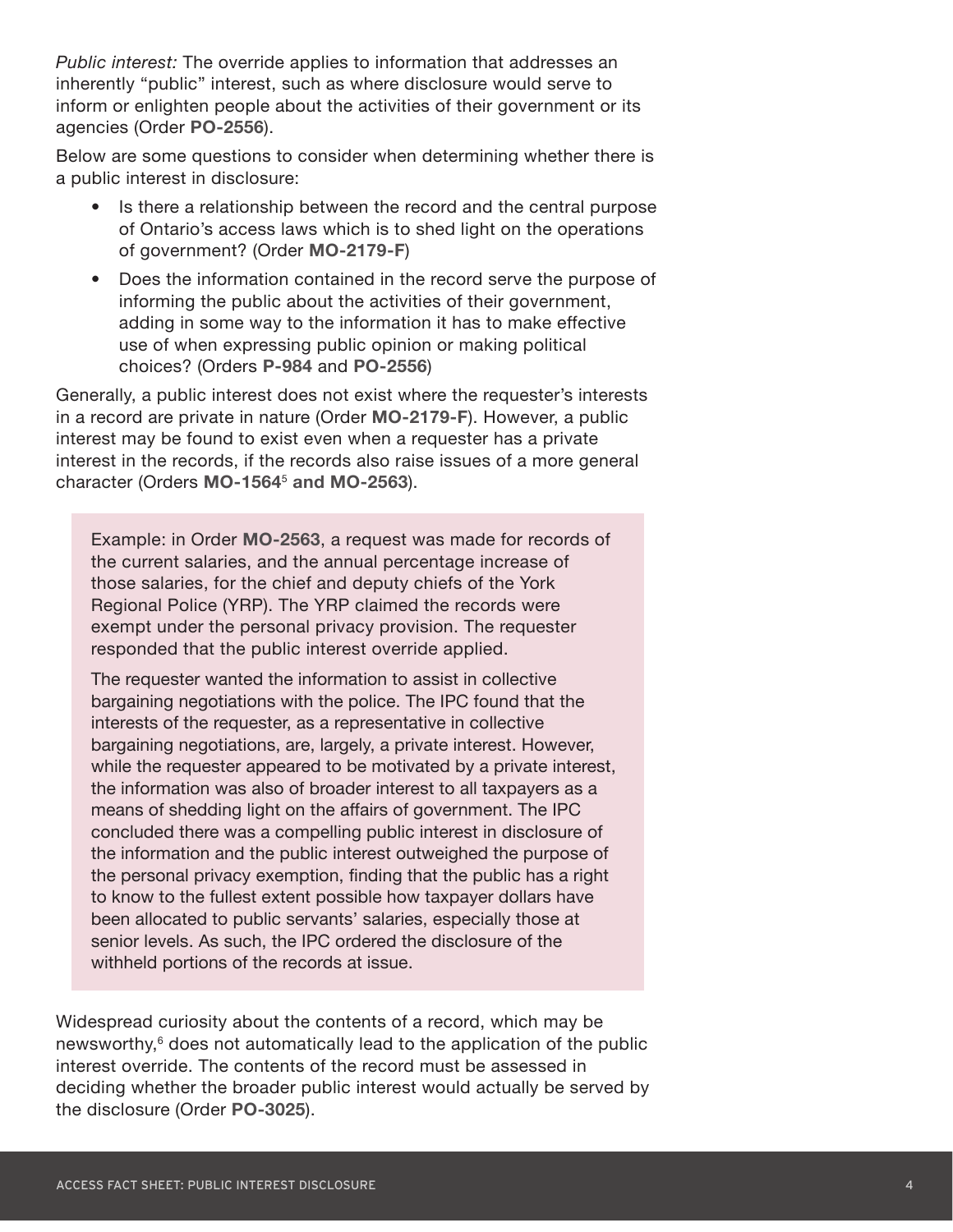*Public interest:* The override applies to information that addresses an inherently "public" interest, such as where disclosure would serve to inform or enlighten people about the activities of their government or its agencies (Order **PO-2556**).

Below are some questions to consider when determining whether there is a public interest in disclosure:

- Is there a relationship between the record and the central purpose of Ontario's access laws which is to shed light on the operations of government? (Order **MO-2179-F**)
- Does the information contained in the record serve the purpose of informing the public about the activities of their government, adding in some way to the information it has to make effective use of when expressing public opinion or making political choices? (Orders **P-984** and **PO-2556**)

Generally, a public interest does not exist where the requester's interests in a record are private in nature (Order **MO-2179-F**). However, a public interest may be found to exist even when a requester has a private interest in the records, if the records also raise issues of a more general character (Orders **MO-1564**[5] **and MO-2563**).

> Example: in Order **MO-2563**, a request was made for records of the current salaries, and the annual percentage increase of those salaries, for the chief and deputy chiefs of the York Regional Police (YRP). The YRP claimed the records were exempt under the personal privacy provision. The requester responded that the public interest override applied.
>
> The requester wanted the information to assist in collective bargaining negotiations with the police. The IPC found that the interests of the requester, as a representative in collective bargaining negotiations, are, largely, a private interest. However, while the requester appeared to be motivated by a private interest, the information was also of broader interest to all taxpayers as a means of shedding light on the affairs of government. The IPC concluded there was a compelling public interest in disclosure of the information and the public interest outweighed the purpose of the personal privacy exemption, finding that the public has a right to know to the fullest extent possible how taxpayer dollars have been allocated to public servants' salaries, especially those at senior levels. As such, the IPC ordered the disclosure of the withheld portions of the records at issue.

Widespread curiosity about the contents of a record, which may be newsworthy,[6] does not automatically lead to the application of the public interest override. The contents of the record must be assessed in deciding whether the broader public interest would actually be served by the disclosure (Order **PO-3025**).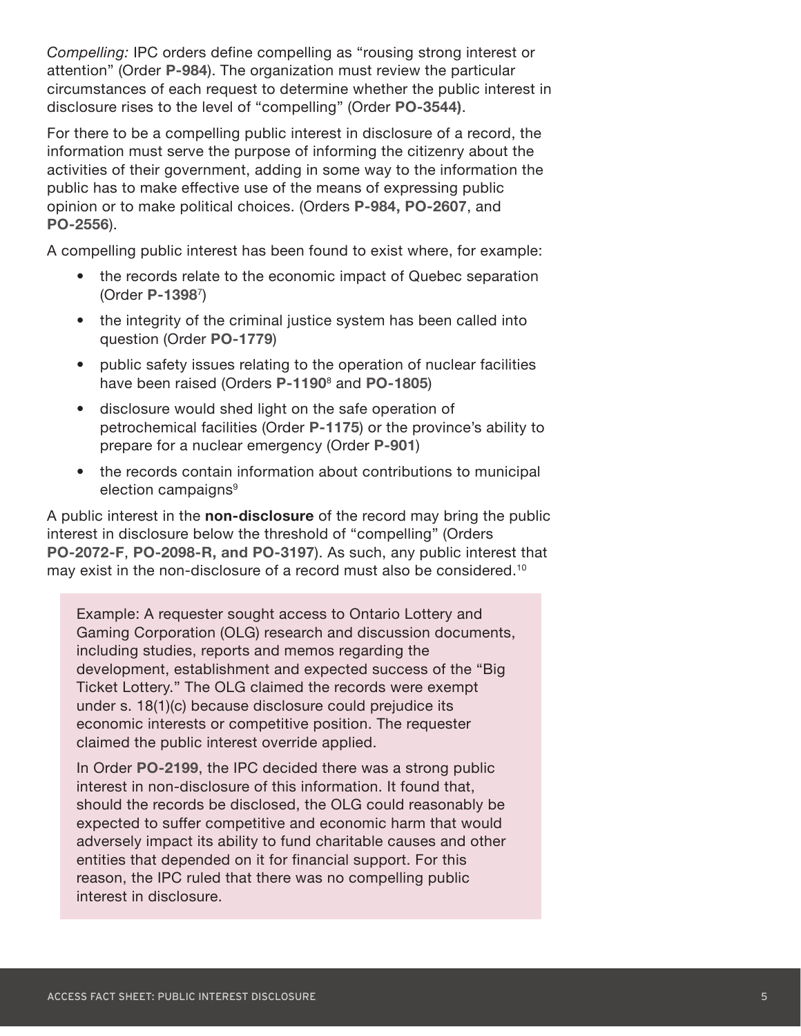*Compelling:* IPC orders define compelling as "rousing strong interest or attention" (Order **P-984**). The organization must review the particular circumstances of each request to determine whether the public interest in disclosure rises to the level of "compelling" (Order **PO-3544)**.

For there to be a compelling public interest in disclosure of a record, the information must serve the purpose of informing the citizenry about the activities of their government, adding in some way to the information the public has to make effective use of the means of expressing public opinion or to make political choices. (Orders **P-984, PO-2607**, and **PO-2556**).

A compelling public interest has been found to exist where, for example:

- the records relate to the economic impact of Quebec separation (Order **P-1398**[7])
- the integrity of the criminal justice system has been called into question (Order **PO-1779**)
- public safety issues relating to the operation of nuclear facilities have been raised (Orders **P-1190**[8] and **PO-1805**)
- disclosure would shed light on the safe operation of petrochemical facilities (Order **P-1175**) or the province's ability to prepare for a nuclear emergency (Order **P-901**)
- the records contain information about contributions to municipal election campaigns[9]

A public interest in the **non-disclosure** of the record may bring the public interest in disclosure below the threshold of "compelling" (Orders **PO-2072-F**, **PO-2098-R, and PO-3197**). As such, any public interest that may exist in the non-disclosure of a record must also be considered.[10]

> Example: A requester sought access to Ontario Lottery and Gaming Corporation (OLG) research and discussion documents, including studies, reports and memos regarding the development, establishment and expected success of the "Big Ticket Lottery." The OLG claimed the records were exempt under s. 18(1)(c) because disclosure could prejudice its economic interests or competitive position. The requester claimed the public interest override applied.
>
> In Order **PO-2199**, the IPC decided there was a strong public interest in non-disclosure of this information. It found that, should the records be disclosed, the OLG could reasonably be expected to suffer competitive and economic harm that would adversely impact its ability to fund charitable causes and other entities that depended on it for financial support. For this reason, the IPC ruled that there was no compelling public interest in disclosure.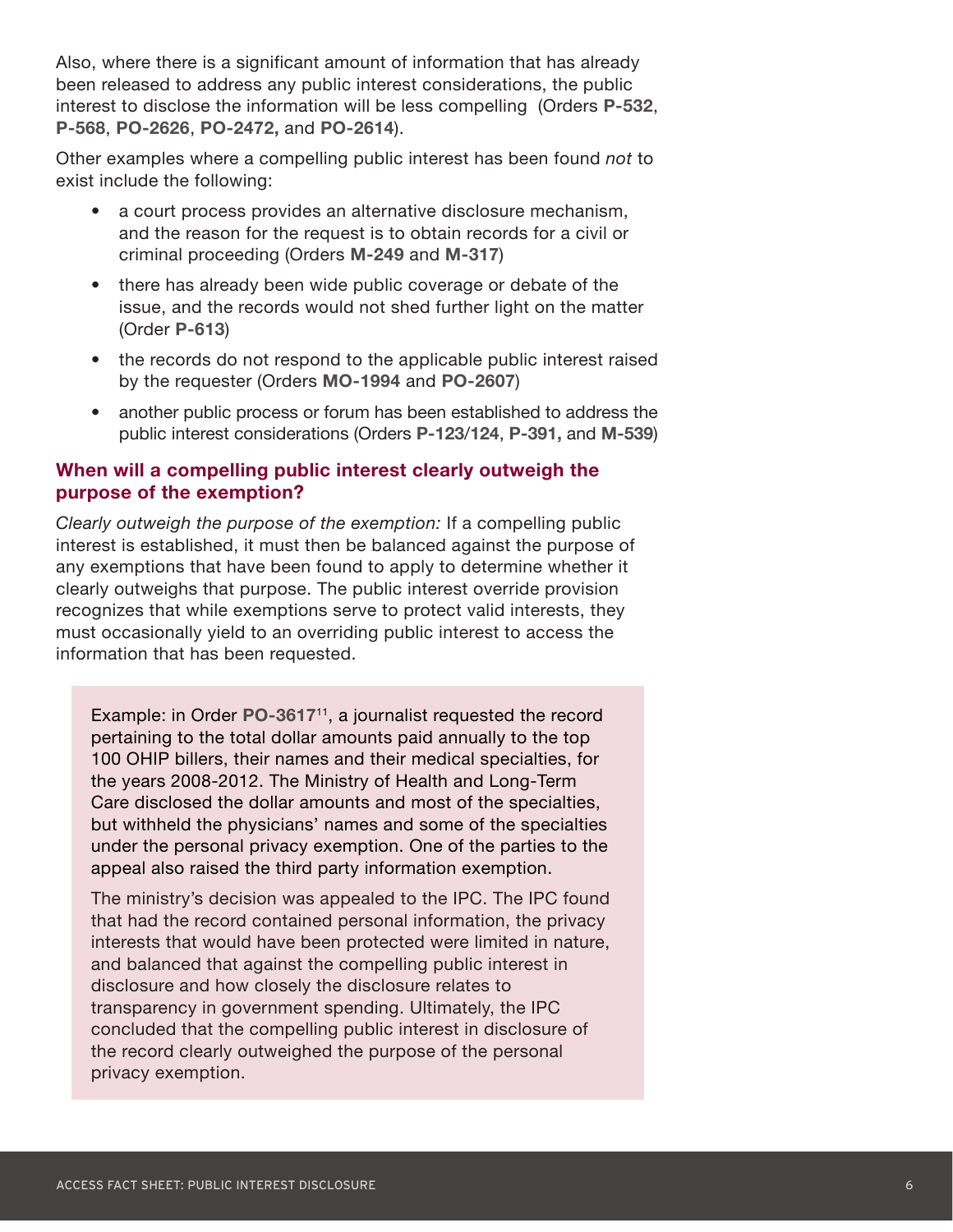Also, where there is a significant amount of information that has already been released to address any public interest considerations, the public interest to disclose the information will be less compelling (Orders **P-532**, **P-568**, **PO-2626**, **PO-2472,** and **PO-2614**).

Other examples where a compelling public interest has been found *not* to exist include the following:

- a court process provides an alternative disclosure mechanism, and the reason for the request is to obtain records for a civil or criminal proceeding (Orders **M-249** and **M-317**)
- there has already been wide public coverage or debate of the issue, and the records would not shed further light on the matter (Order **P-613**)
- the records do not respond to the applicable public interest raised by the requester (Orders **MO-1994** and **PO-2607**)
- another public process or forum has been established to address the public interest considerations (Orders **P-123/124**, **P-391,** and **M-539**)

### When will a compelling public interest clearly outweigh the purpose of the exemption?

*Clearly outweigh the purpose of the exemption:* If a compelling public interest is established, it must then be balanced against the purpose of any exemptions that have been found to apply to determine whether it clearly outweighs that purpose. The public interest override provision recognizes that while exemptions serve to protect valid interests, they must occasionally yield to an overriding public interest to access the information that has been requested.

> Example: in Order **PO-3617**[11], a journalist requested the record pertaining to the total dollar amounts paid annually to the top 100 OHIP billers, their names and their medical specialties, for the years 2008-2012. The Ministry of Health and Long-Term Care disclosed the dollar amounts and most of the specialties, but withheld the physicians' names and some of the specialties under the personal privacy exemption. One of the parties to the appeal also raised the third party information exemption.
>
> The ministry's decision was appealed to the IPC. The IPC found that had the record contained personal information, the privacy interests that would have been protected were limited in nature, and balanced that against the compelling public interest in disclosure and how closely the disclosure relates to transparency in government spending. Ultimately, the IPC concluded that the compelling public interest in disclosure of the record clearly outweighed the purpose of the personal privacy exemption.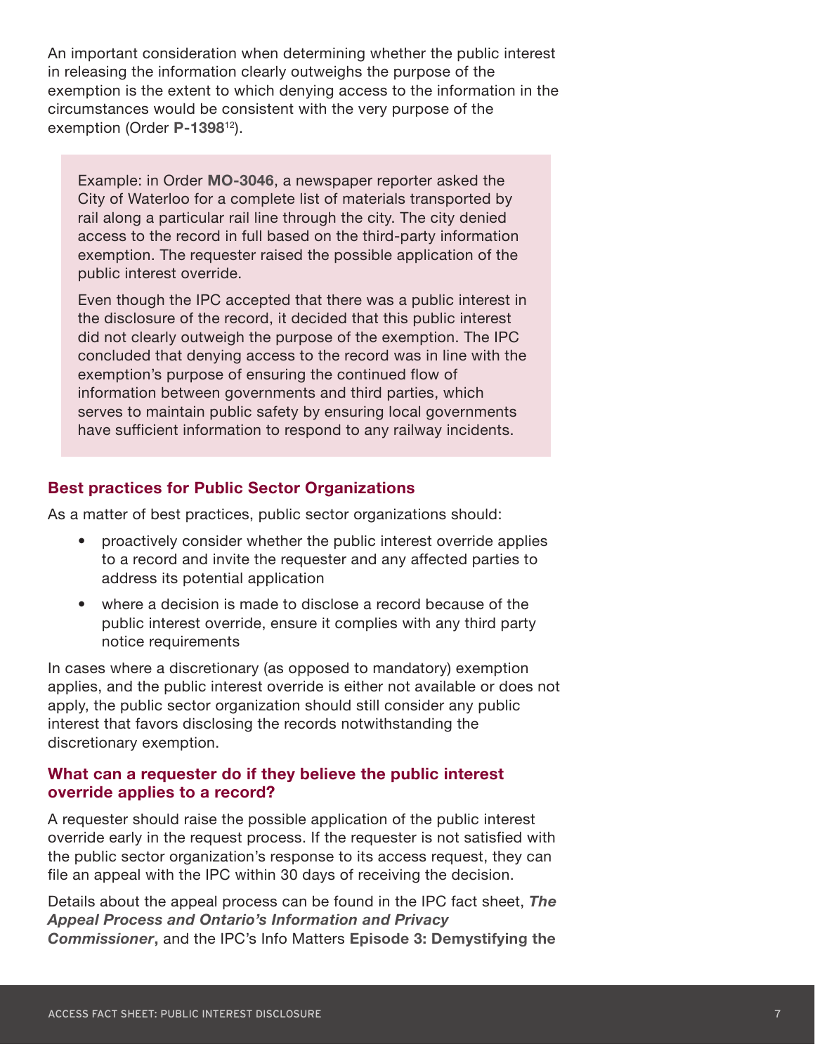An important consideration when determining whether the public interest in releasing the information clearly outweighs the purpose of the exemption is the extent to which denying access to the information in the circumstances would be consistent with the very purpose of the exemption (Order **P-1398**[12]).

> Example: in Order **MO-3046**, a newspaper reporter asked the City of Waterloo for a complete list of materials transported by rail along a particular rail line through the city. The city denied access to the record in full based on the third-party information exemption. The requester raised the possible application of the public interest override.
>
> Even though the IPC accepted that there was a public interest in the disclosure of the record, it decided that this public interest did not clearly outweigh the purpose of the exemption. The IPC concluded that denying access to the record was in line with the exemption's purpose of ensuring the continued flow of information between governments and third parties, which serves to maintain public safety by ensuring local governments have sufficient information to respond to any railway incidents.

### Best practices for Public Sector Organizations

As a matter of best practices, public sector organizations should:

- proactively consider whether the public interest override applies to a record and invite the requester and any affected parties to address its potential application
- where a decision is made to disclose a record because of the public interest override, ensure it complies with any third party notice requirements

In cases where a discretionary (as opposed to mandatory) exemption applies, and the public interest override is either not available or does not apply, the public sector organization should still consider any public interest that favors disclosing the records notwithstanding the discretionary exemption.

### What can a requester do if they believe the public interest override applies to a record?

A requester should raise the possible application of the public interest override early in the request process. If the requester is not satisfied with the public sector organization's response to its access request, they can file an appeal with the IPC within 30 days of receiving the decision.

Details about the appeal process can be found in the IPC fact sheet, ***The Appeal Process and Ontario's Information and Privacy Commissioner***, and the IPC's Info Matters **Episode 3: Demystifying the**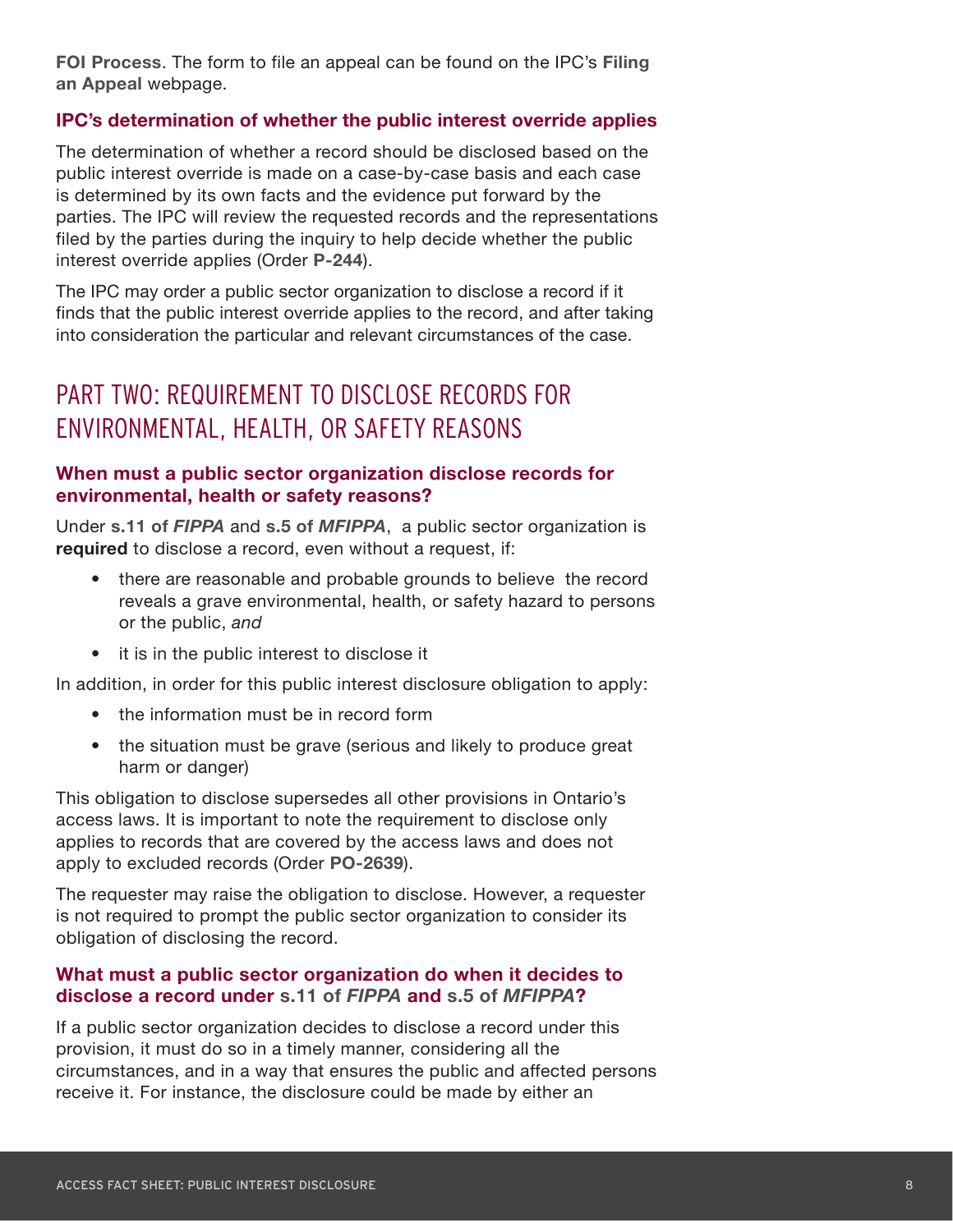**FOI Process**. The form to file an appeal can be found on the IPC's **Filing an Appeal** webpage.

### IPC's determination of whether the public interest override applies

The determination of whether a record should be disclosed based on the public interest override is made on a case-by-case basis and each case is determined by its own facts and the evidence put forward by the parties. The IPC will review the requested records and the representations filed by the parties during the inquiry to help decide whether the public interest override applies (Order **P-244**).

The IPC may order a public sector organization to disclose a record if it finds that the public interest override applies to the record, and after taking into consideration the particular and relevant circumstances of the case.

## PART TWO: REQUIREMENT TO DISCLOSE RECORDS FOR ENVIRONMENTAL, HEALTH, OR SAFETY REASONS

### When must a public sector organization disclose records for environmental, health or safety reasons?

Under **s.11 of *FIPPA*** and **s.5 of *MFIPPA***, a public sector organization is **required** to disclose a record, even without a request, if:

- there are reasonable and probable grounds to believe the record reveals a grave environmental, health, or safety hazard to persons or the public, *and*
- it is in the public interest to disclose it

In addition, in order for this public interest disclosure obligation to apply:

- the information must be in record form
- the situation must be grave (serious and likely to produce great harm or danger)

This obligation to disclose supersedes all other provisions in Ontario's access laws. It is important to note the requirement to disclose only applies to records that are covered by the access laws and does not apply to excluded records (Order **PO-2639**).

The requester may raise the obligation to disclose. However, a requester is not required to prompt the public sector organization to consider its obligation of disclosing the record.

### What must a public sector organization do when it decides to disclose a record under s.11 of *FIPPA* and s.5 of *MFIPPA*?

If a public sector organization decides to disclose a record under this provision, it must do so in a timely manner, considering all the circumstances, and in a way that ensures the public and affected persons receive it. For instance, the disclosure could be made by either an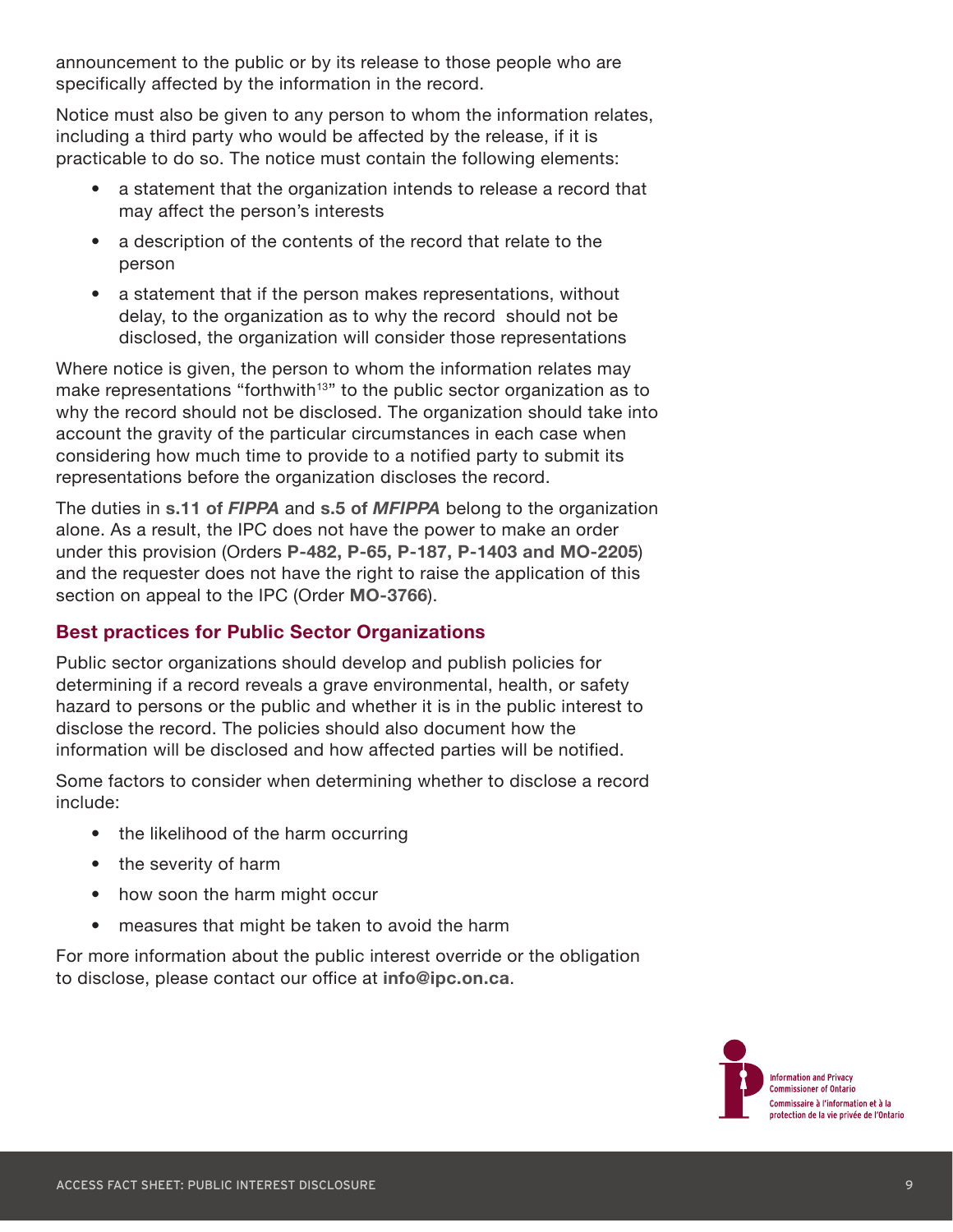announcement to the public or by its release to those people who are specifically affected by the information in the record.

Notice must also be given to any person to whom the information relates, including a third party who would be affected by the release, if it is practicable to do so. The notice must contain the following elements:

- a statement that the organization intends to release a record that may affect the person's interests
- a description of the contents of the record that relate to the person
- a statement that if the person makes representations, without delay, to the organization as to why the record should not be disclosed, the organization will consider those representations

Where notice is given, the person to whom the information relates may make representations "forthwith[13]" to the public sector organization as to why the record should not be disclosed. The organization should take into account the gravity of the particular circumstances in each case when considering how much time to provide to a notified party to submit its representations before the organization discloses the record.

The duties in **s.11 of *FIPPA*** and **s.5 of *MFIPPA*** belong to the organization alone. As a result, the IPC does not have the power to make an order under this provision (Orders **P-482, P-65, P-187, P-1403 and MO-2205**) and the requester does not have the right to raise the application of this section on appeal to the IPC (Order **MO-3766**).

## Best practices for Public Sector Organizations

Public sector organizations should develop and publish policies for determining if a record reveals a grave environmental, health, or safety hazard to persons or the public and whether it is in the public interest to disclose the record. The policies should also document how the information will be disclosed and how affected parties will be notified.

Some factors to consider when determining whether to disclose a record include:

- the likelihood of the harm occurring
- the severity of harm
- how soon the harm might occur
- measures that might be taken to avoid the harm

For more information about the public interest override or the obligation to disclose, please contact our office at **info@ipc.on.ca**.

Information and Privacy Commissioner of Ontario
Commissaire à l'information et à la protection de la vie privée de l'Ontario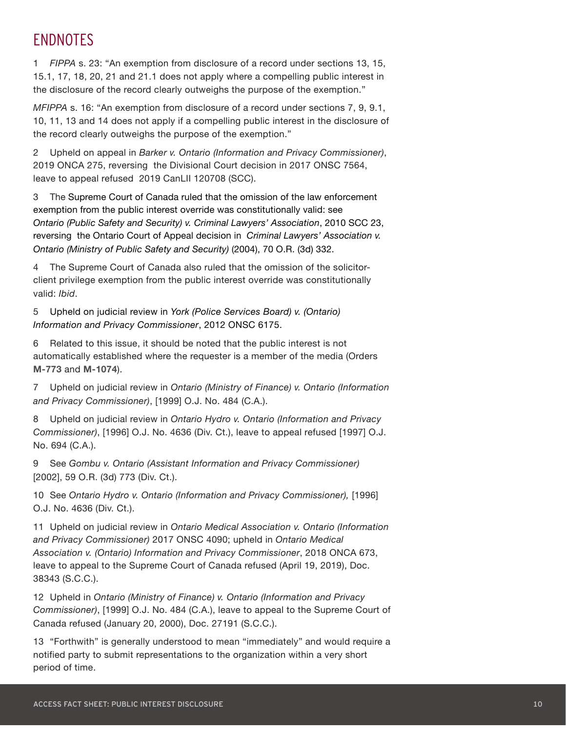# ENDNOTES

1 *FIPPA* s. 23: "An exemption from disclosure of a record under sections 13, 15, 15.1, 17, 18, 20, 21 and 21.1 does not apply where a compelling public interest in the disclosure of the record clearly outweighs the purpose of the exemption."

*MFIPPA* s. 16: "An exemption from disclosure of a record under sections 7, 9, 9.1, 10, 11, 13 and 14 does not apply if a compelling public interest in the disclosure of the record clearly outweighs the purpose of the exemption."

2 Upheld on appeal in *Barker v. Ontario (Information and Privacy Commissioner)*, 2019 ONCA 275, reversing the Divisional Court decision in 2017 ONSC 7564, leave to appeal refused 2019 CanLII 120708 (SCC).

3 The Supreme Court of Canada ruled that the omission of the law enforcement exemption from the public interest override was constitutionally valid: see *Ontario (Public Safety and Security) v. Criminal Lawyers' Association*, 2010 SCC 23, reversing the Ontario Court of Appeal decision in *Criminal Lawyers' Association v. Ontario (Ministry of Public Safety and Security)* (2004), 70 O.R. (3d) 332.

4 The Supreme Court of Canada also ruled that the omission of the solicitor-client privilege exemption from the public interest override was constitutionally valid: *Ibid*.

5 Upheld on judicial review in *York (Police Services Board) v. (Ontario) Information and Privacy Commissioner*, 2012 ONSC 6175.

6 Related to this issue, it should be noted that the public interest is not automatically established where the requester is a member of the media (Orders **M-773** and **M-1074**).

7 Upheld on judicial review in *Ontario (Ministry of Finance) v. Ontario (Information and Privacy Commissioner)*, [1999] O.J. No. 484 (C.A.).

8 Upheld on judicial review in *Ontario Hydro v. Ontario (Information and Privacy Commissioner)*, [1996] O.J. No. 4636 (Div. Ct.), leave to appeal refused [1997] O.J. No. 694 (C.A.).

9 See *Gombu v. Ontario (Assistant Information and Privacy Commissioner)* [2002], 59 O.R. (3d) 773 (Div. Ct.).

10 See *Ontario Hydro v. Ontario (Information and Privacy Commissioner),* [1996] O.J. No. 4636 (Div. Ct.).

11 Upheld on judicial review in *Ontario Medical Association v. Ontario (Information and Privacy Commissioner)* 2017 ONSC 4090; upheld in *Ontario Medical Association v. (Ontario) Information and Privacy Commissioner*, 2018 ONCA 673, leave to appeal to the Supreme Court of Canada refused (April 19, 2019), Doc. 38343 (S.C.C.).

12 Upheld in *Ontario (Ministry of Finance) v. Ontario (Information and Privacy Commissioner)*, [1999] O.J. No. 484 (C.A.), leave to appeal to the Supreme Court of Canada refused (January 20, 2000), Doc. 27191 (S.C.C.).

13 "Forthwith" is generally understood to mean "immediately" and would require a notified party to submit representations to the organization within a very short period of time.